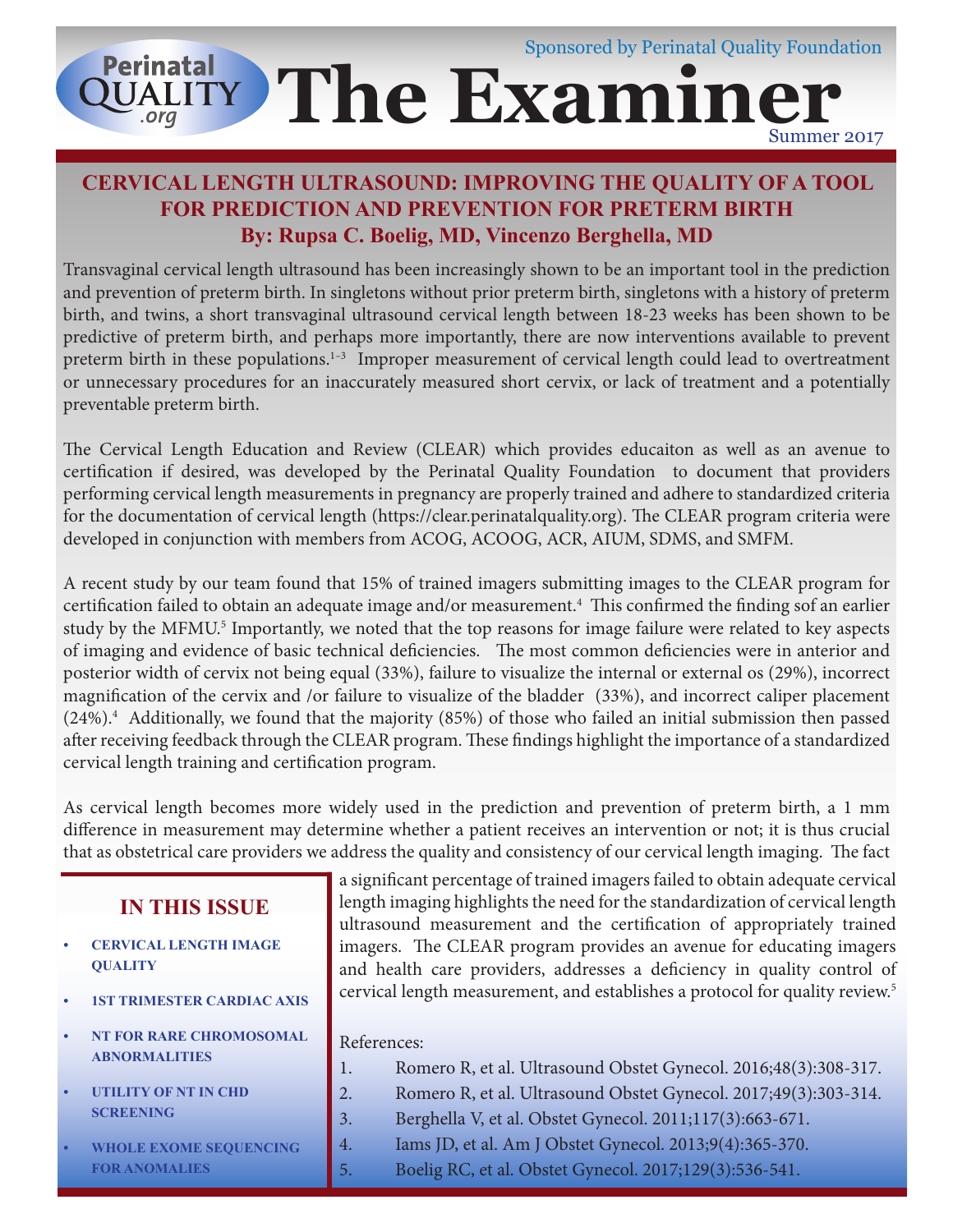Sponsored by Perinatal Quality Foundation

# The Examiner

Summer 2017

## CERVICAL LENGTH ULTRASOUND: IMPROVING THE QUALITY OF A TOOL FOR PREDICTION AND PREVENTION FOR PRETERM BIRTH

**By: Rupsa C. Boelig, MD, Vincenzo Berghella, MD**

Transvaginal cervical length ultrasound has been increasingly shown to be an important tool in the prediction and prevention of preterm birth. In singletons without prior preterm birth, singletons with a history of preterm birth, and twins, a short transvaginal ultrasound cervical length between 18-23 weeks has been shown to be predictive of preterm birth, and perhaps more importantly, there are now interventions available to prevent preterm birth in these populations.[1–3] Improper measurement of cervical length could lead to overtreatment or unnecessary procedures for an inaccurately measured short cervix, or lack of treatment and a potentially preventable preterm birth.

The Cervical Length Education and Review (CLEAR) which provides educaiton as well as an avenue to certification if desired, was developed by the Perinatal Quality Foundation to document that providers performing cervical length measurements in pregnancy are properly trained and adhere to standardized criteria for the documentation of cervical length (https://clear.perinatalquality.org). The CLEAR program criteria were developed in conjunction with members from ACOG, ACOOG, ACR, AIUM, SDMS, and SMFM.

A recent study by our team found that 15% of trained imagers submitting images to the CLEAR program for certification failed to obtain an adequate image and/or measurement.[4] This confirmed the finding sof an earlier study by the MFMU.[5] Importantly, we noted that the top reasons for image failure were related to key aspects of imaging and evidence of basic technical deficiencies. The most common deficiencies were in anterior and posterior width of cervix not being equal (33%), failure to visualize the internal or external os (29%), incorrect magnification of the cervix and /or failure to visualize of the bladder (33%), and incorrect caliper placement (24%).[4] Additionally, we found that the majority (85%) of those who failed an initial submission then passed after receiving feedback through the CLEAR program. These findings highlight the importance of a standardized cervical length training and certification program.

As cervical length becomes more widely used in the prediction and prevention of preterm birth, a 1 mm difference in measurement may determine whether a patient receives an intervention or not; it is thus crucial that as obstetrical care providers we address the quality and consistency of our cervical length imaging. The fact a significant percentage of trained imagers failed to obtain adequate cervical length imaging highlights the need for the standardization of cervical length ultrasound measurement and the certification of appropriately trained imagers. The CLEAR program provides an avenue for educating imagers and health care providers, addresses a deficiency in quality control of cervical length measurement, and establishes a protocol for quality review.[5]

References:

1. Romero R, et al. Ultrasound Obstet Gynecol. 2016;48(3):308-317.
2. Romero R, et al. Ultrasound Obstet Gynecol. 2017;49(3):303-314.
3. Berghella V, et al. Obstet Gynecol. 2011;117(3):663-671.
4. Iams JD, et al. Am J Obstet Gynecol. 2013;9(4):365-370.
5. Boelig RC, et al. Obstet Gynecol. 2017;129(3):536-541.

### IN THIS ISSUE

- CERVICAL LENGTH IMAGE QUALITY
- 1ST TRIMESTER CARDIAC AXIS
- NT FOR RARE CHROMOSOMAL ABNORMALITIES
- UTILITY OF NT IN CHD SCREENING
- WHOLE EXOME SEQUENCING FOR ANOMALIES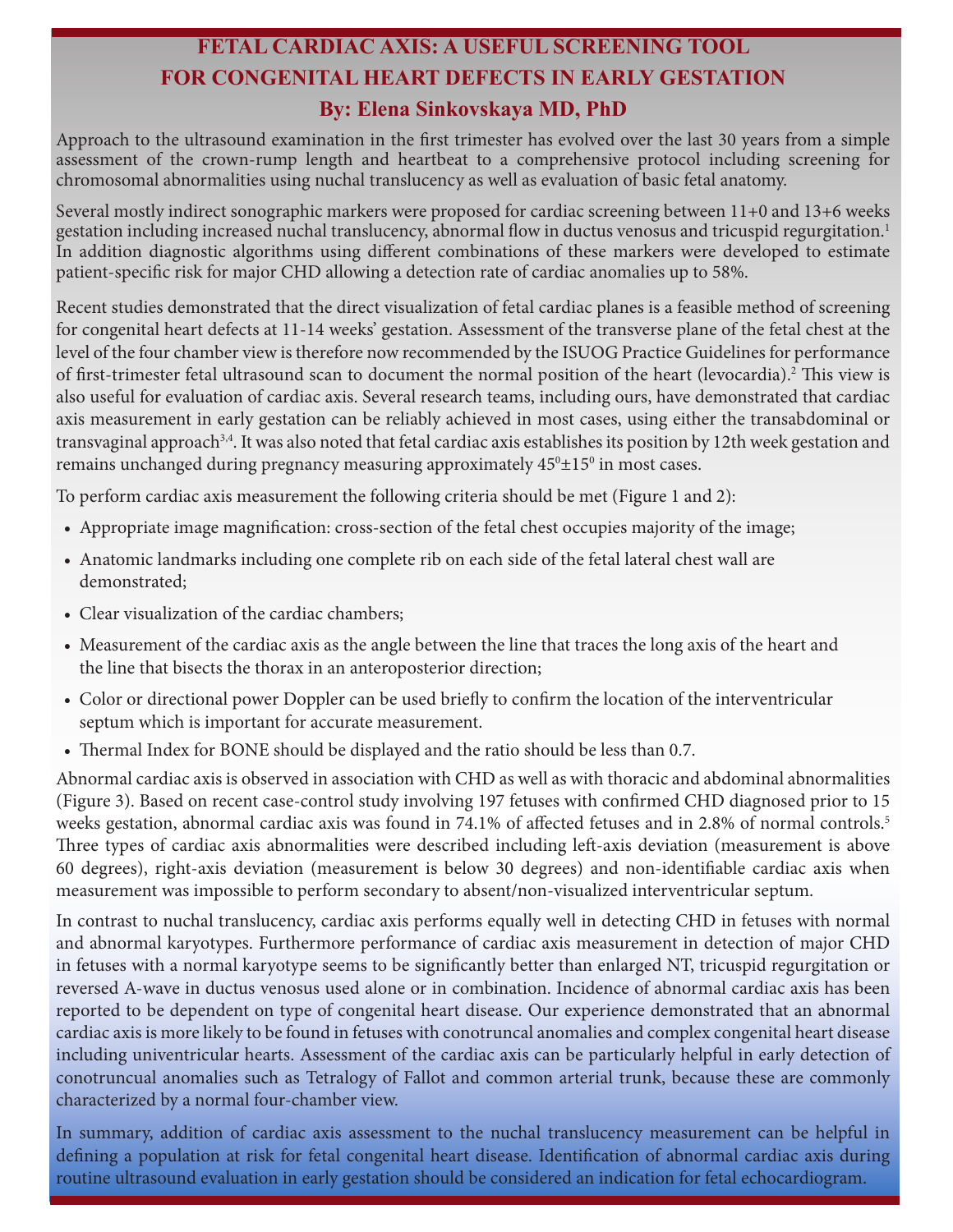# FETAL CARDIAC AXIS: A USEFUL SCREENING TOOL FOR CONGENITAL HEART DEFECTS IN EARLY GESTATION

## By: Elena Sinkovskaya MD, PhD

Approach to the ultrasound examination in the first trimester has evolved over the last 30 years from a simple assessment of the crown-rump length and heartbeat to a comprehensive protocol including screening for chromosomal abnormalities using nuchal translucency as well as evaluation of basic fetal anatomy.

Several mostly indirect sonographic markers were proposed for cardiac screening between 11+0 and 13+6 weeks gestation including increased nuchal translucency, abnormal flow in ductus venosus and tricuspid regurgitation.[1] In addition diagnostic algorithms using different combinations of these markers were developed to estimate patient-specific risk for major CHD allowing a detection rate of cardiac anomalies up to 58%.

Recent studies demonstrated that the direct visualization of fetal cardiac planes is a feasible method of screening for congenital heart defects at 11-14 weeks' gestation. Assessment of the transverse plane of the fetal chest at the level of the four chamber view is therefore now recommended by the ISUOG Practice Guidelines for performance of first-trimester fetal ultrasound scan to document the normal position of the heart (levocardia).[2] This view is also useful for evaluation of cardiac axis. Several research teams, including ours, have demonstrated that cardiac axis measurement in early gestation can be reliably achieved in most cases, using either the transabdominal or transvaginal approach[3,4]. It was also noted that fetal cardiac axis establishes its position by 12th week gestation and remains unchanged during pregnancy measuring approximately $45^0 \pm 15^0$ in most cases.

To perform cardiac axis measurement the following criteria should be met (Figure 1 and 2):

- Appropriate image magnification: cross-section of the fetal chest occupies majority of the image;
- Anatomic landmarks including one complete rib on each side of the fetal lateral chest wall are demonstrated;
- Clear visualization of the cardiac chambers;
- Measurement of the cardiac axis as the angle between the line that traces the long axis of the heart and the line that bisects the thorax in an anteroposterior direction;
- Color or directional power Doppler can be used briefly to confirm the location of the interventricular septum which is important for accurate measurement.
- Thermal Index for BONE should be displayed and the ratio should be less than 0.7.

Abnormal cardiac axis is observed in association with CHD as well as with thoracic and abdominal abnormalities (Figure 3). Based on recent case-control study involving 197 fetuses with confirmed CHD diagnosed prior to 15 weeks gestation, abnormal cardiac axis was found in 74.1% of affected fetuses and in 2.8% of normal controls.[5] Three types of cardiac axis abnormalities were described including left-axis deviation (measurement is above 60 degrees), right-axis deviation (measurement is below 30 degrees) and non-identifiable cardiac axis when measurement was impossible to perform secondary to absent/non-visualized interventricular septum.

In contrast to nuchal translucency, cardiac axis performs equally well in detecting CHD in fetuses with normal and abnormal karyotypes. Furthermore performance of cardiac axis measurement in detection of major CHD in fetuses with a normal karyotype seems to be significantly better than enlarged NT, tricuspid regurgitation or reversed A-wave in ductus venosus used alone or in combination. Incidence of abnormal cardiac axis has been reported to be dependent on type of congenital heart disease. Our experience demonstrated that an abnormal cardiac axis is more likely to be found in fetuses with conotruncal anomalies and complex congenital heart disease including univentricular hearts. Assessment of the cardiac axis can be particularly helpful in early detection of conotruncal anomalies such as Tetralogy of Fallot and common arterial trunk, because these are commonly characterized by a normal four-chamber view.

In summary, addition of cardiac axis assessment to the nuchal translucency measurement can be helpful in defining a population at risk for fetal congenital heart disease. Identification of abnormal cardiac axis during routine ultrasound evaluation in early gestation should be considered an indication for fetal echocardiogram.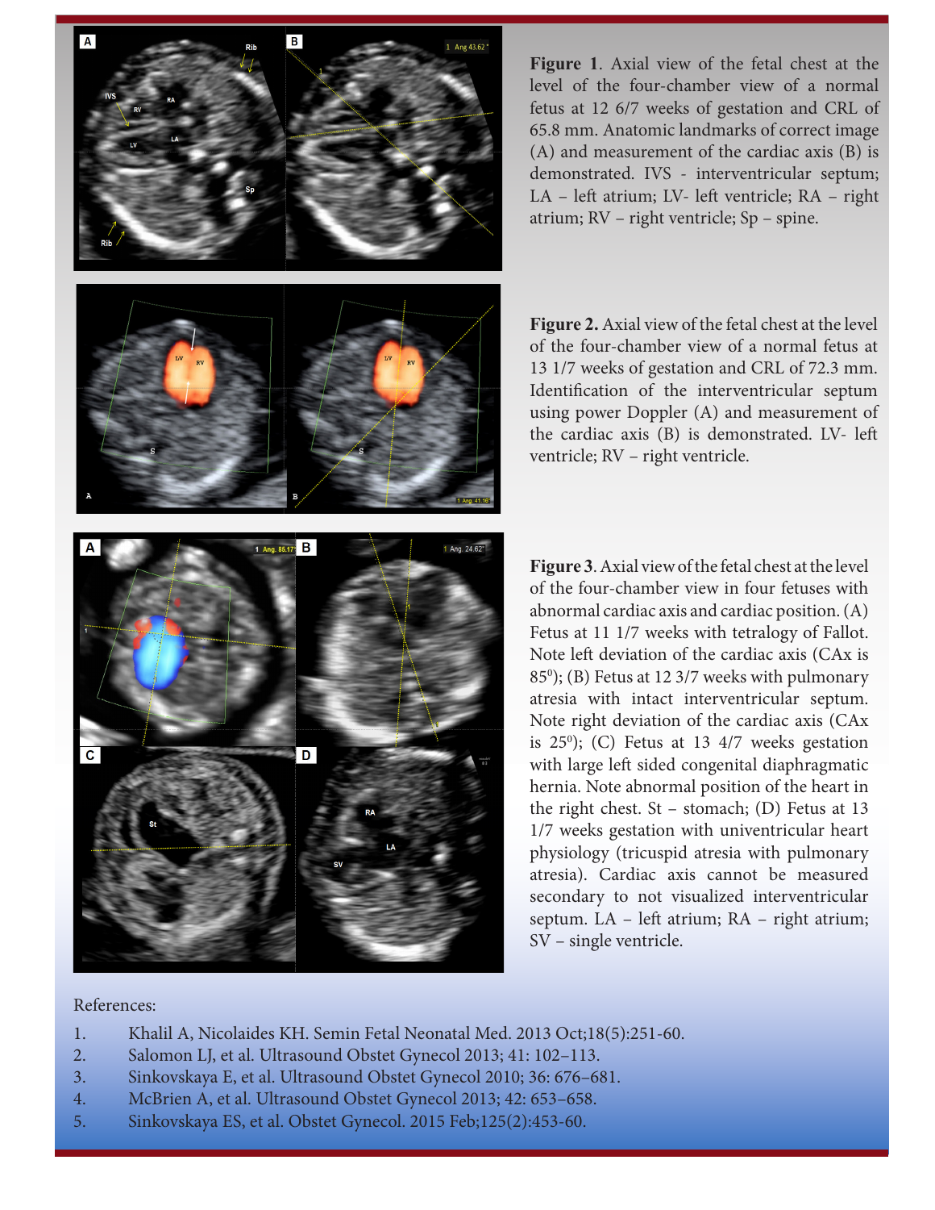**Figure 1**. Axial view of the fetal chest at the level of the four-chamber view of a normal fetus at 12 6/7 weeks of gestation and CRL of 65.8 mm. Anatomic landmarks of correct image (A) and measurement of the cardiac axis (B) is demonstrated. IVS - interventricular septum; LA – left atrium; LV- left ventricle; RA – right atrium; RV – right ventricle; Sp – spine.

**Figure 2.** Axial view of the fetal chest at the level of the four-chamber view of a normal fetus at 13 1/7 weeks of gestation and CRL of 72.3 mm. Identification of the interventricular septum using power Doppler (A) and measurement of the cardiac axis (B) is demonstrated. LV- left ventricle; RV – right ventricle.

**Figure 3**. Axial view of the fetal chest at the level of the four-chamber view in four fetuses with abnormal cardiac axis and cardiac position. (A) Fetus at 11 1/7 weeks with tetralogy of Fallot. Note left deviation of the cardiac axis (CAx is $85^0$); (B) Fetus at 12 3/7 weeks with pulmonary atresia with intact interventricular septum. Note right deviation of the cardiac axis (CAx is $25^0$); (C) Fetus at 13 4/7 weeks gestation with large left sided congenital diaphragmatic hernia. Note abnormal position of the heart in the right chest. St – stomach; (D) Fetus at 13 1/7 weeks gestation with univentricular heart physiology (tricuspid atresia with pulmonary atresia). Cardiac axis cannot be measured secondary to not visualized interventricular septum. LA – left atrium; RA – right atrium; SV – single ventricle.

References:

1. Khalil A, Nicolaides KH. Semin Fetal Neonatal Med. 2013 Oct;18(5):251-60.
2. Salomon LJ, et al. Ultrasound Obstet Gynecol 2013; 41: 102–113.
3. Sinkovskaya E, et al. Ultrasound Obstet Gynecol 2010; 36: 676–681.
4. McBrien A, et al. Ultrasound Obstet Gynecol 2013; 42: 653–658.
5. Sinkovskaya ES, et al. Obstet Gynecol. 2015 Feb;125(2):453-60.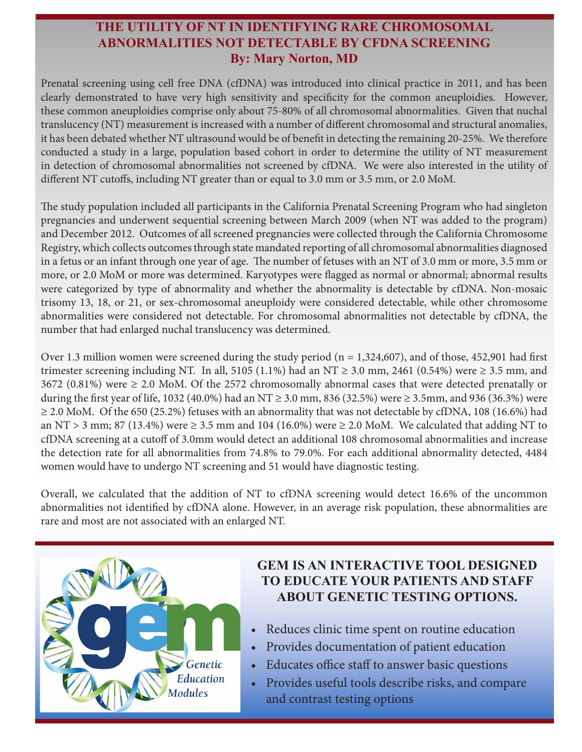# THE UTILITY OF NT IN IDENTIFYING RARE CHROMOSOMAL ABNORMALITIES NOT DETECTABLE BY CFDNA SCREENING

**By: Mary Norton, MD**

Prenatal screening using cell free DNA (cfDNA) was introduced into clinical practice in 2011, and has been clearly demonstrated to have very high sensitivity and specificity for the common aneuploidies. However, these common aneuploidies comprise only about 75-80% of all chromosomal abnormalities. Given that nuchal translucency (NT) measurement is increased with a number of different chromosomal and structural anomalies, it has been debated whether NT ultrasound would be of benefit in detecting the remaining 20-25%. We therefore conducted a study in a large, population based cohort in order to determine the utility of NT measurement in detection of chromosomal abnormalities not screened by cfDNA. We were also interested in the utility of different NT cutoffs, including NT greater than or equal to 3.0 mm or 3.5 mm, or 2.0 MoM.

The study population included all participants in the California Prenatal Screening Program who had singleton pregnancies and underwent sequential screening between March 2009 (when NT was added to the program) and December 2012. Outcomes of all screened pregnancies were collected through the California Chromosome Registry, which collects outcomes through state mandated reporting of all chromosomal abnormalities diagnosed in a fetus or an infant through one year of age. The number of fetuses with an NT of 3.0 mm or more, 3.5 mm or more, or 2.0 MoM or more was determined. Karyotypes were flagged as normal or abnormal; abnormal results were categorized by type of abnormality and whether the abnormality is detectable by cfDNA. Non-mosaic trisomy 13, 18, or 21, or sex-chromosomal aneuploidy were considered detectable, while other chromosome abnormalities were considered not detectable. For chromosomal abnormalities not detectable by cfDNA, the number that had enlarged nuchal translucency was determined.

Over 1.3 million women were screened during the study period (n = 1,324,607), and of those, 452,901 had first trimester screening including NT. In all, 5105 (1.1%) had an NT ≥ 3.0 mm, 2461 (0.54%) were ≥ 3.5 mm, and 3672 (0.81%) were ≥ 2.0 MoM. Of the 2572 chromosomally abnormal cases that were detected prenatally or during the first year of life, 1032 (40.0%) had an NT ≥ 3.0 mm, 836 (32.5%) were ≥ 3.5mm, and 936 (36.3%) were ≥ 2.0 MoM. Of the 650 (25.2%) fetuses with an abnormality that was not detectable by cfDNA, 108 (16.6%) had an NT > 3 mm; 87 (13.4%) were ≥ 3.5 mm and 104 (16.0%) were ≥ 2.0 MoM. We calculated that adding NT to cfDNA screening at a cutoff of 3.0mm would detect an additional 108 chromosomal abnormalities and increase the detection rate for all abnormalities from 74.8% to 79.0%. For each additional abnormality detected, 4484 women would have to undergo NT screening and 51 would have diagnostic testing.

Overall, we calculated that the addition of NT to cfDNA screening would detect 16.6% of the uncommon abnormalities not identified by cfDNA alone. However, in an average risk population, these abnormalities are rare and most are not associated with an enlarged NT.

gem *Genetic Education Modules*

## GEM IS AN INTERACTIVE TOOL DESIGNED TO EDUCATE YOUR PATIENTS AND STAFF ABOUT GENETIC TESTING OPTIONS.

- Reduces clinic time spent on routine education
- Provides documentation of patient education
- Educates office staff to answer basic questions
- Provides useful tools describe risks, and compare and contrast testing options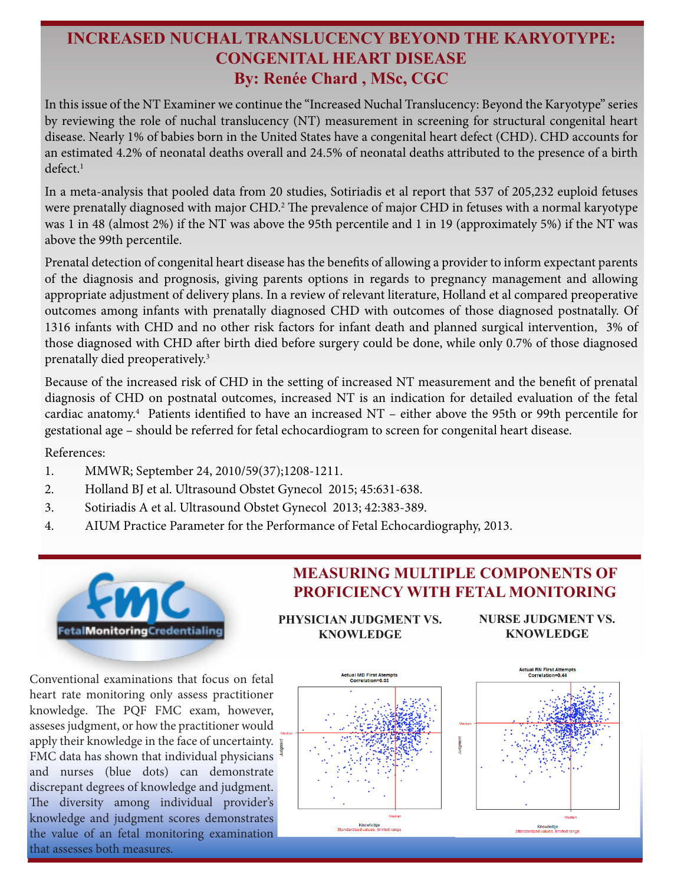# INCREASED NUCHAL TRANSLUCENCY BEYOND THE KARYOTYPE: CONGENITAL HEART DISEASE

## By: Renée Chard , MSc, CGC

In this issue of the NT Examiner we continue the "Increased Nuchal Translucency: Beyond the Karyotype" series by reviewing the role of nuchal translucency (NT) measurement in screening for structural congenital heart disease. Nearly 1% of babies born in the United States have a congenital heart defect (CHD). CHD accounts for an estimated 4.2% of neonatal deaths overall and 24.5% of neonatal deaths attributed to the presence of a birth defect.[1]

In a meta-analysis that pooled data from 20 studies, Sotiriadis et al report that 537 of 205,232 euploid fetuses were prenatally diagnosed with major CHD.[2] The prevalence of major CHD in fetuses with a normal karyotype was 1 in 48 (almost 2%) if the NT was above the 95th percentile and 1 in 19 (approximately 5%) if the NT was above the 99th percentile.

Prenatal detection of congenital heart disease has the benefits of allowing a provider to inform expectant parents of the diagnosis and prognosis, giving parents options in regards to pregnancy management and allowing appropriate adjustment of delivery plans. In a review of relevant literature, Holland et al compared preoperative outcomes among infants with prenatally diagnosed CHD with outcomes of those diagnosed postnatally. Of 1316 infants with CHD and no other risk factors for infant death and planned surgical intervention, 3% of those diagnosed with CHD after birth died before surgery could be done, while only 0.7% of those diagnosed prenatally died preoperatively.[3]

Because of the increased risk of CHD in the setting of increased NT measurement and the benefit of prenatal diagnosis of CHD on postnatal outcomes, increased NT is an indication for detailed evaluation of the fetal cardiac anatomy.[4] Patients identified to have an increased NT – either above the 95th or 99th percentile for gestational age – should be referred for fetal echocardiogram to screen for congenital heart disease.

References:

1. MMWR; September 24, 2010/59(37);1208-1211.
2. Holland BJ et al. Ultrasound Obstet Gynecol 2015; 45:631-638.
3. Sotiriadis A et al. Ultrasound Obstet Gynecol 2013; 42:383-389.
4. AIUM Practice Parameter for the Performance of Fetal Echocardiography, 2013.

# MEASURING MULTIPLE COMPONENTS OF PROFICIENCY WITH FETAL MONITORING

Conventional examinations that focus on fetal heart rate monitoring only assess practitioner knowledge. The PQF FMC exam, however, asseses judgment, or how the practitioner would apply their knowledge in the face of uncertainty. FMC data has shown that individual physicians and nurses (blue dots) can demonstrate discrepant degrees of knowledge and judgment. The diversity among individual provider's knowledge and judgment scores demonstrates the value of an fetal monitoring examination that assesses both measures.

### PHYSICIAN JUDGMENT VS. KNOWLEDGE

Actual MD First Attempts
Correlation=0.33

### NURSE JUDGMENT VS. KNOWLEDGE

Actual RN First Attempts
Correlation=0.44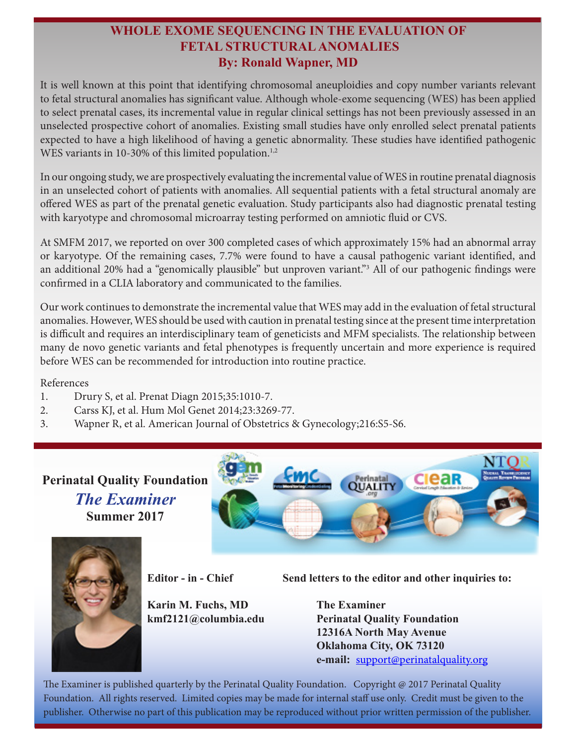# WHOLE EXOME SEQUENCING IN THE EVALUATION OF FETAL STRUCTURAL ANOMALIES

**By: Ronald Wapner, MD**

It is well known at this point that identifying chromosomal aneuploidies and copy number variants relevant to fetal structural anomalies has significant value. Although whole-exome sequencing (WES) has been applied to select prenatal cases, its incremental value in regular clinical settings has not been previously assessed in an unselected prospective cohort of anomalies. Existing small studies have only enrolled select prenatal patients expected to have a high likelihood of having a genetic abnormality. These studies have identified pathogenic WES variants in 10-30% of this limited population.[1,2]

In our ongoing study, we are prospectively evaluating the incremental value of WES in routine prenatal diagnosis in an unselected cohort of patients with anomalies. All sequential patients with a fetal structural anomaly are offered WES as part of the prenatal genetic evaluation. Study participants also had diagnostic prenatal testing with karyotype and chromosomal microarray testing performed on amniotic fluid or CVS.

At SMFM 2017, we reported on over 300 completed cases of which approximately 15% had an abnormal array or karyotype. Of the remaining cases, 7.7% were found to have a causal pathogenic variant identified, and an additional 20% had a "genomically plausible" but unproven variant."[3] All of our pathogenic findings were confirmed in a CLIA laboratory and communicated to the families.

Our work continues to demonstrate the incremental value that WES may add in the evaluation of fetal structural anomalies. However, WES should be used with caution in prenatal testing since at the present time interpretation is difficult and requires an interdisciplinary team of geneticists and MFM specialists. The relationship between many de novo genetic variants and fetal phenotypes is frequently uncertain and more experience is required before WES can be recommended for introduction into routine practice.

References

1. Drury S, et al. Prenat Diagn 2015;35:1010-7.
2. Carss KJ, et al. Hum Mol Genet 2014;23:3269-77.
3. Wapner R, et al. American Journal of Obstetrics & Gynecology;216:S5-S6.

**Perinatal Quality Foundation**

***The Examiner***

**Summer 2017**

**Editor - in - Chief**

**Karin M. Fuchs, MD**
**kmf2121@columbia.edu**

**Send letters to the editor and other inquiries to:**

**The Examiner**
**Perinatal Quality Foundation**
**12316A North May Avenue**
**Oklahoma City, OK 73120**
**e-mail:** support@perinatalquality.org

The Examiner is published quarterly by the Perinatal Quality Foundation. Copyright @ 2017 Perinatal Quality Foundation. All rights reserved. Limited copies may be made for internal staff use only. Credit must be given to the publisher. Otherwise no part of this publication may be reproduced without prior written permission of the publisher.